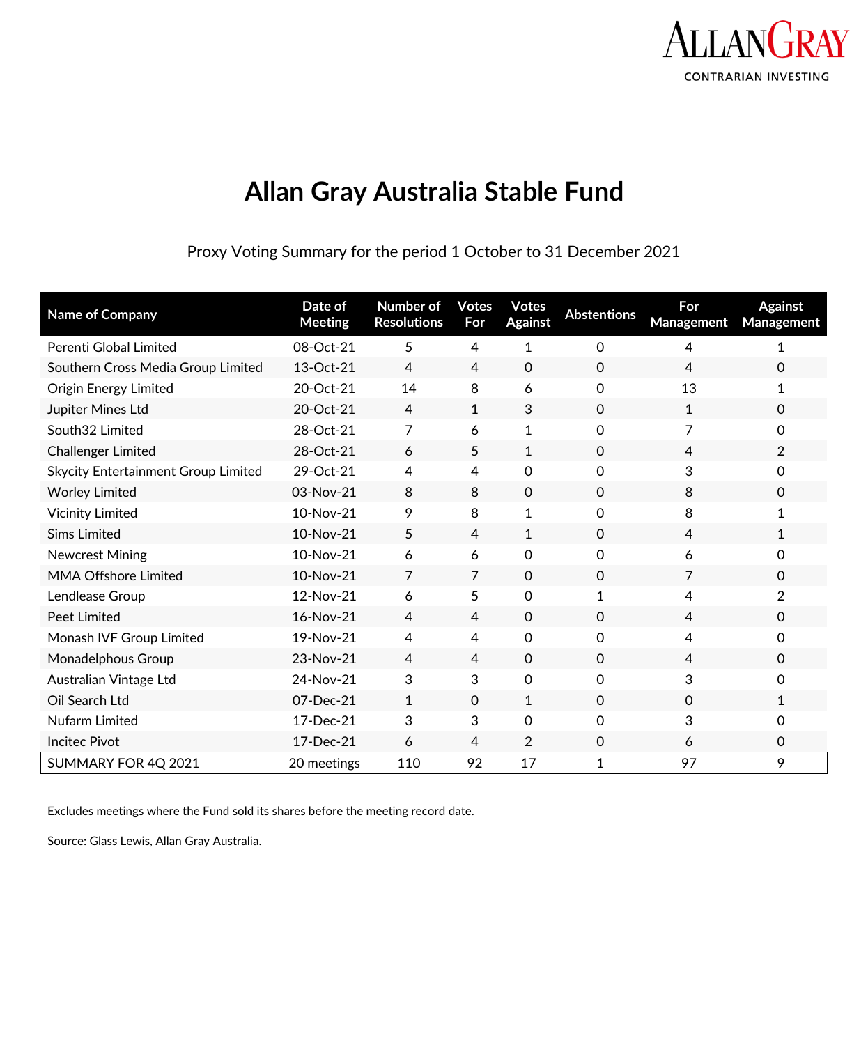# Allan Gray Australia Stable Fund

Proxy Voting Summary for the period 1 October to 31 December 2021

| Name of Company | Date of Meeting | Number of Resolutions | Votes For | Votes Against | Abstentions | For Management | Against Management |
|---|---|---|---|---|---|---|---|
| Perenti Global Limited | 08-Oct-21 | 5 | 4 | 1 | 0 | 4 | 1 |
| Southern Cross Media Group Limited | 13-Oct-21 | 4 | 4 | 0 | 0 | 4 | 0 |
| Origin Energy Limited | 20-Oct-21 | 14 | 8 | 6 | 0 | 13 | 1 |
| Jupiter Mines Ltd | 20-Oct-21 | 4 | 1 | 3 | 0 | 1 | 0 |
| South32 Limited | 28-Oct-21 | 7 | 6 | 1 | 0 | 7 | 0 |
| Challenger Limited | 28-Oct-21 | 6 | 5 | 1 | 0 | 4 | 2 |
| Skycity Entertainment Group Limited | 29-Oct-21 | 4 | 4 | 0 | 0 | 3 | 0 |
| Worley Limited | 03-Nov-21 | 8 | 8 | 0 | 0 | 8 | 0 |
| Vicinity Limited | 10-Nov-21 | 9 | 8 | 1 | 0 | 8 | 1 |
| Sims Limited | 10-Nov-21 | 5 | 4 | 1 | 0 | 4 | 1 |
| Newcrest Mining | 10-Nov-21 | 6 | 6 | 0 | 0 | 6 | 0 |
| MMA Offshore Limited | 10-Nov-21 | 7 | 7 | 0 | 0 | 7 | 0 |
| Lendlease Group | 12-Nov-21 | 6 | 5 | 0 | 1 | 4 | 2 |
| Peet Limited | 16-Nov-21 | 4 | 4 | 0 | 0 | 4 | 0 |
| Monash IVF Group Limited | 19-Nov-21 | 4 | 4 | 0 | 0 | 4 | 0 |
| Monadelphous Group | 23-Nov-21 | 4 | 4 | 0 | 0 | 4 | 0 |
| Australian Vintage Ltd | 24-Nov-21 | 3 | 3 | 0 | 0 | 3 | 0 |
| Oil Search Ltd | 07-Dec-21 | 1 | 0 | 1 | 0 | 0 | 1 |
| Nufarm Limited | 17-Dec-21 | 3 | 3 | 0 | 0 | 3 | 0 |
| Incitec Pivot | 17-Dec-21 | 6 | 4 | 2 | 0 | 6 | 0 |
| SUMMARY FOR 4Q 2021 | 20 meetings | 110 | 92 | 17 | 1 | 97 | 9 |

Excludes meetings where the Fund sold its shares before the meeting record date.

Source: Glass Lewis, Allan Gray Australia.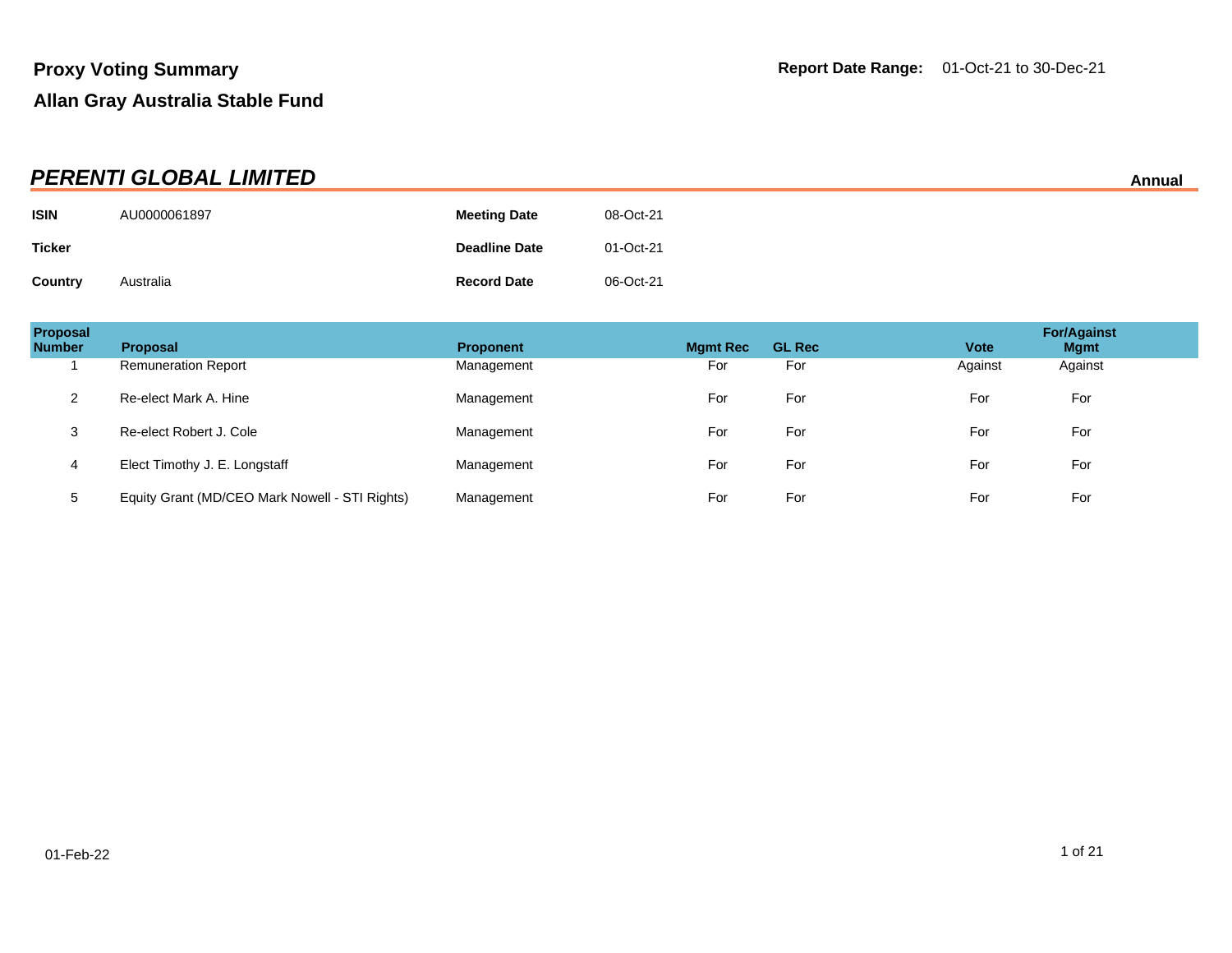# Proxy Voting Summary

## Allan Gray Australia Stable Fund

**Report Date Range:** 01-Oct-21 to 30-Dec-21

### *PERENTI GLOBAL LIMITED*

**Annual**

| | | | |
|---|---|---|---|
| **ISIN** | AU0000061897 | **Meeting Date** | 08-Oct-21 |
| **Ticker** | | **Deadline Date** | 01-Oct-21 |
| **Country** | Australia | **Record Date** | 06-Oct-21 |

| Proposal Number | Proposal | Proponent | Mgmt Rec | GL Rec | Vote | For/Against Mgmt |
|---|---|---|---|---|---|---|
| 1 | Remuneration Report | Management | For | For | Against | Against |
| 2 | Re-elect Mark A. Hine | Management | For | For | For | For |
| 3 | Re-elect Robert J. Cole | Management | For | For | For | For |
| 4 | Elect Timothy J. E. Longstaff | Management | For | For | For | For |
| 5 | Equity Grant (MD/CEO Mark Nowell - STI Rights) | Management | For | For | For | For |

01-Feb-22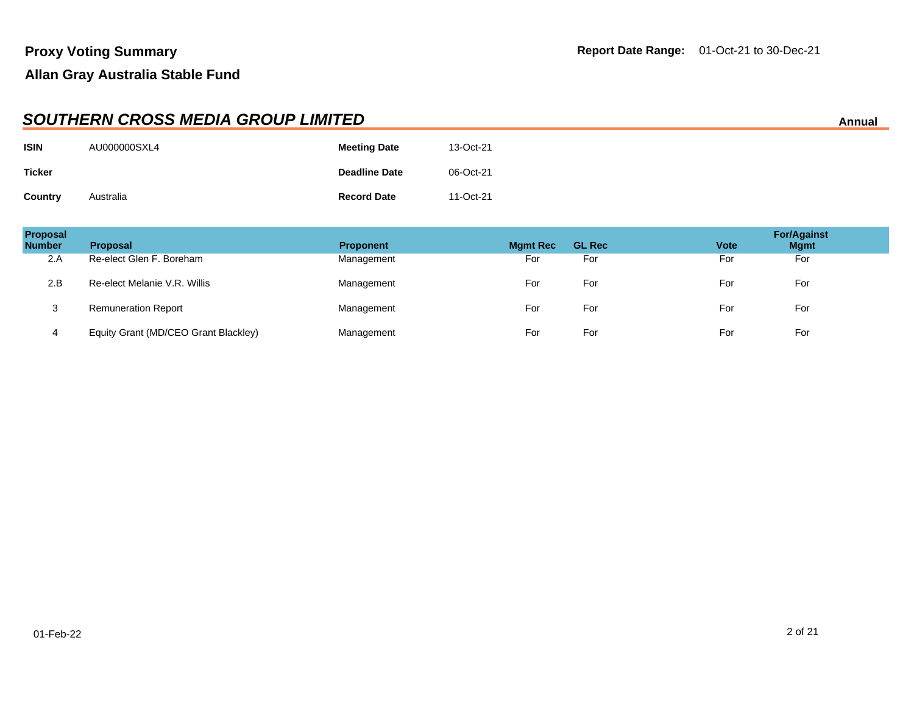## Proxy Voting Summary

**Report Date Range:** 01-Oct-21 to 30-Dec-21

## Allan Gray Australia Stable Fund

### *SOUTHERN CROSS MEDIA GROUP LIMITED*

**Annual**

| | | | |
|---|---|---|---|
| **ISIN** | AU000000SXL4 | **Meeting Date** | 13-Oct-21 |
| **Ticker** | | **Deadline Date** | 06-Oct-21 |
| **Country** | Australia | **Record Date** | 11-Oct-21 |

| Proposal Number | Proposal | Proponent | Mgmt Rec | GL Rec | Vote | For/Against Mgmt |
|---|---|---|---|---|---|---|
| 2.A | Re-elect Glen F. Boreham | Management | For | For | For | For |
| 2.B | Re-elect Melanie V.R. Willis | Management | For | For | For | For |
| 3 | Remuneration Report | Management | For | For | For | For |
| 4 | Equity Grant (MD/CEO Grant Blackley) | Management | For | For | For | For |

01-Feb-22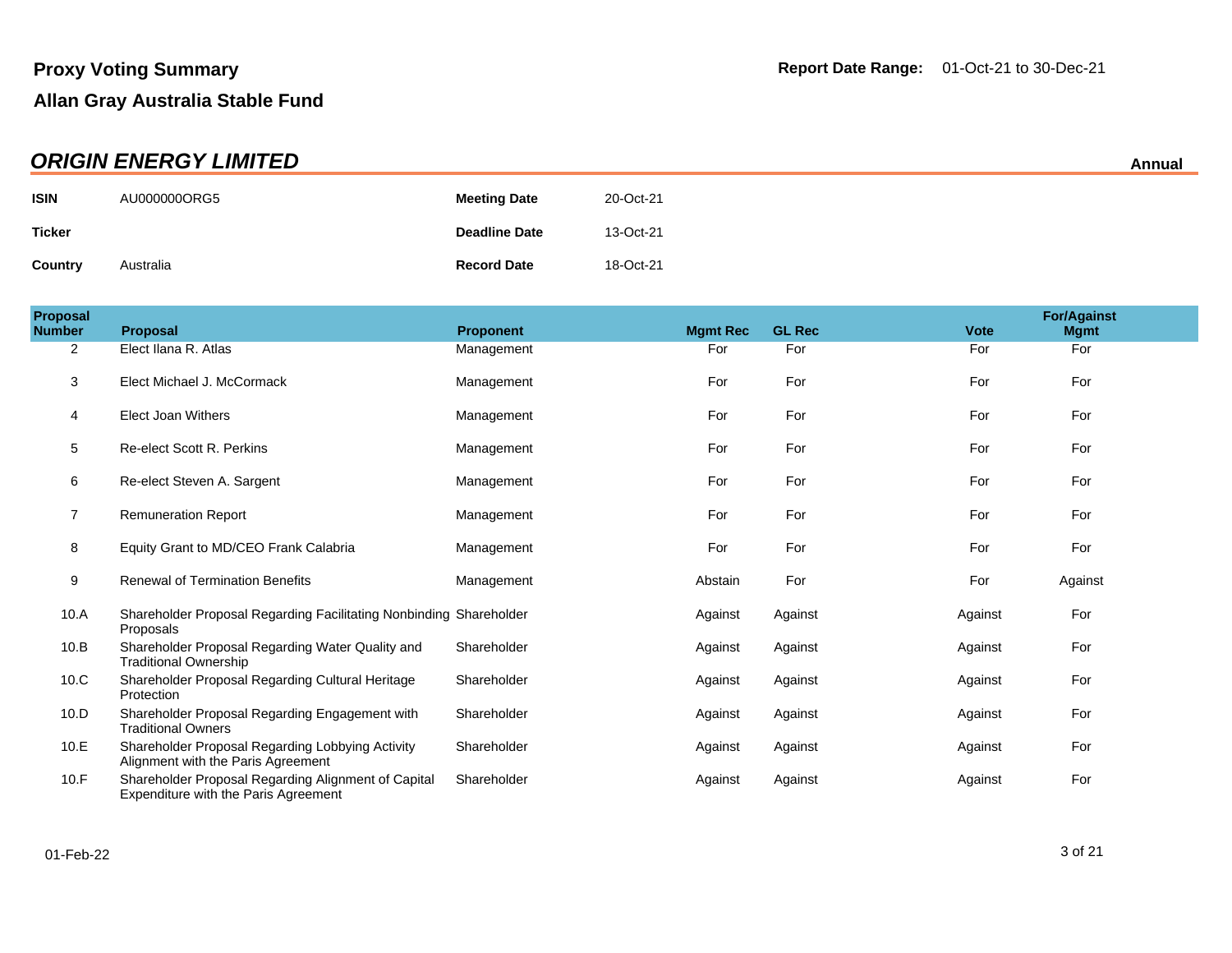## Proxy Voting Summary

**Report Date Range:** 01-Oct-21 to 30-Dec-21

## Allan Gray Australia Stable Fund

### *ORIGIN ENERGY LIMITED*

**Annual**

| | | | |
|---|---|---|---|
| **ISIN** | AU000000ORG5 | **Meeting Date** | 20-Oct-21 |
| **Ticker** | | **Deadline Date** | 13-Oct-21 |
| **Country** | Australia | **Record Date** | 18-Oct-21 |

| Proposal Number | Proposal | Proponent | Mgmt Rec | GL Rec | Vote | For/Against Mgmt |
|---|---|---|---|---|---|---|
| 2 | Elect Ilana R. Atlas | Management | For | For | For | For |
| 3 | Elect Michael J. McCormack | Management | For | For | For | For |
| 4 | Elect Joan Withers | Management | For | For | For | For |
| 5 | Re-elect Scott R. Perkins | Management | For | For | For | For |
| 6 | Re-elect Steven A. Sargent | Management | For | For | For | For |
| 7 | Remuneration Report | Management | For | For | For | For |
| 8 | Equity Grant to MD/CEO Frank Calabria | Management | For | For | For | For |
| 9 | Renewal of Termination Benefits | Management | Abstain | For | For | Against |
| 10.A | Shareholder Proposal Regarding Facilitating Nonbinding Proposals | Shareholder | Against | Against | Against | For |
| 10.B | Shareholder Proposal Regarding Water Quality and Traditional Ownership | Shareholder | Against | Against | Against | For |
| 10.C | Shareholder Proposal Regarding Cultural Heritage Protection | Shareholder | Against | Against | Against | For |
| 10.D | Shareholder Proposal Regarding Engagement with Traditional Owners | Shareholder | Against | Against | Against | For |
| 10.E | Shareholder Proposal Regarding Lobbying Activity Alignment with the Paris Agreement | Shareholder | Against | Against | Against | For |
| 10.F | Shareholder Proposal Regarding Alignment of Capital Expenditure with the Paris Agreement | Shareholder | Against | Against | Against | For |

01-Feb-22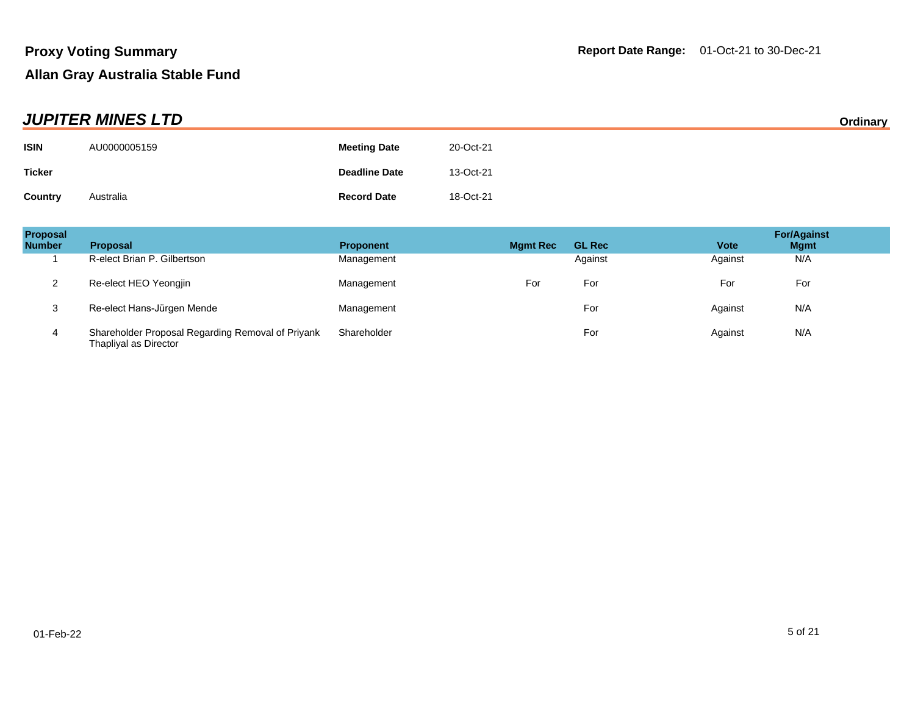**Proxy Voting Summary**

**Report Date Range:** 01-Oct-21 to 30-Dec-21

**Allan Gray Australia Stable Fund**

## *JUPITER MINES LTD*

**Ordinary**

| | | | |
|---|---|---|---|
| **ISIN** | AU0000005159 | **Meeting Date** | 20-Oct-21 |
| **Ticker** | | **Deadline Date** | 13-Oct-21 |
| **Country** | Australia | **Record Date** | 18-Oct-21 |

| Proposal Number | Proposal | Proponent | Mgmt Rec | GL Rec | Vote | For/Against Mgmt |
|---|---|---|---|---|---|---|
| 1 | R-elect Brian P. Gilbertson | Management | | Against | Against | N/A |
| 2 | Re-elect HEO Yeongjin | Management | For | For | For | For |
| 3 | Re-elect Hans-Jürgen Mende | Management | | For | Against | N/A |
| 4 | Shareholder Proposal Regarding Removal of Priyank Thapliyal as Director | Shareholder | | For | Against | N/A |

01-Feb-22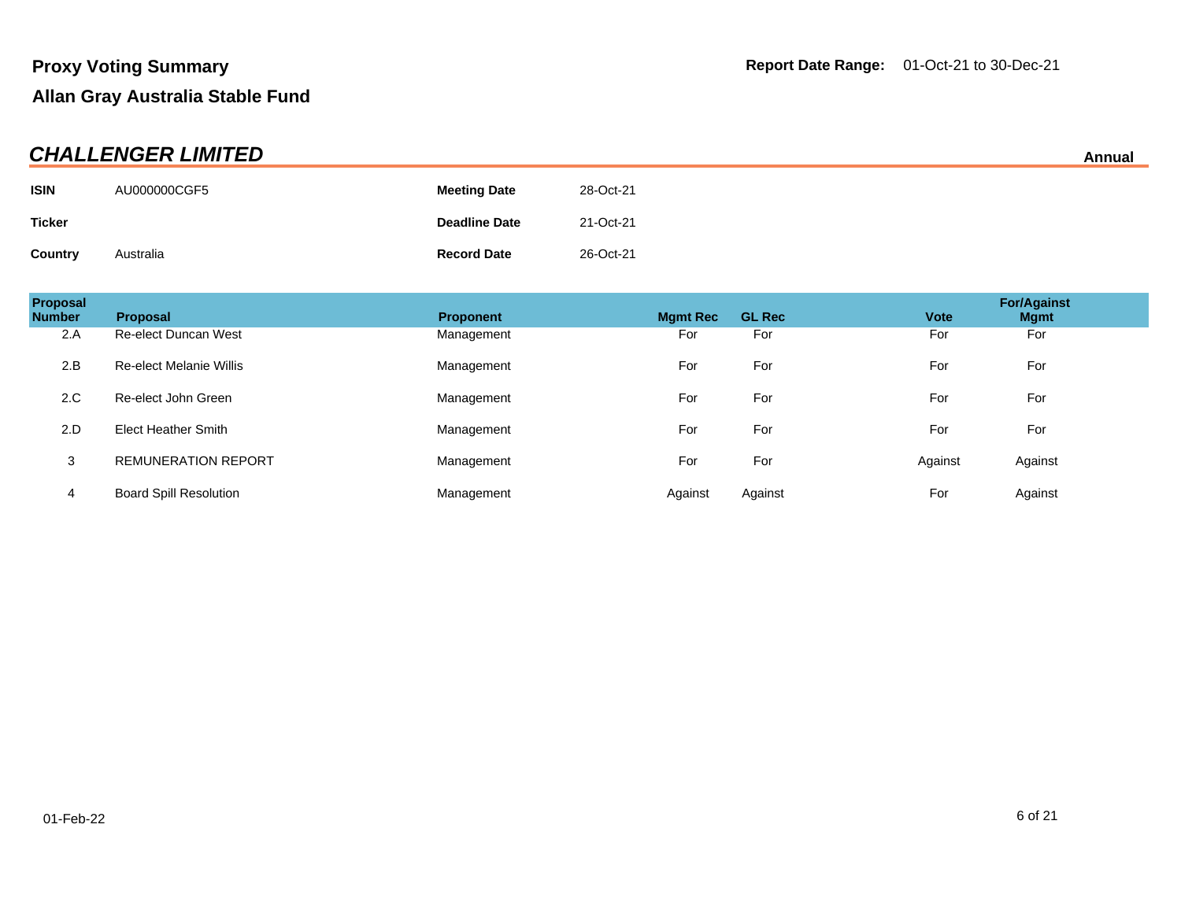# Proxy Voting Summary

**Report Date Range:** 01-Oct-21 to 30-Dec-21

## Allan Gray Australia Stable Fund

### *CHALLENGER LIMITED*

**Annual**

| | | | |
|---|---|---|---|
| **ISIN** | AU000000CGF5 | **Meeting Date** | 28-Oct-21 |
| **Ticker** | | **Deadline Date** | 21-Oct-21 |
| **Country** | Australia | **Record Date** | 26-Oct-21 |

| Proposal Number | Proposal | Proponent | Mgmt Rec | GL Rec | Vote | For/Against Mgmt |
|---|---|---|---|---|---|---|
| 2.A | Re-elect Duncan West | Management | For | For | For | For |
| 2.B | Re-elect Melanie Willis | Management | For | For | For | For |
| 2.C | Re-elect John Green | Management | For | For | For | For |
| 2.D | Elect Heather Smith | Management | For | For | For | For |
| 3 | REMUNERATION REPORT | Management | For | For | Against | Against |
| 4 | Board Spill Resolution | Management | Against | Against | For | Against |

01-Feb-22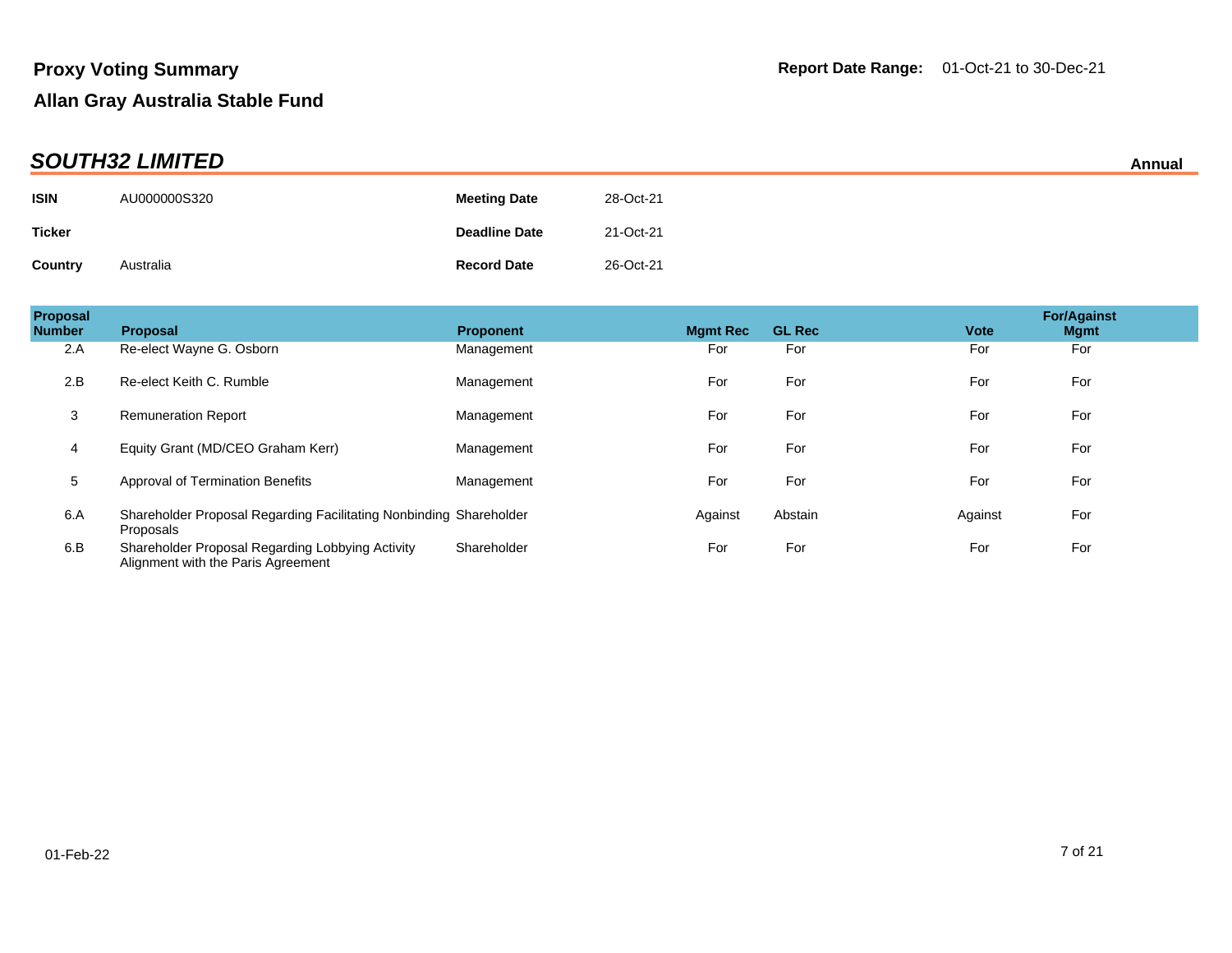## Proxy Voting Summary

**Report Date Range:** 01-Oct-21 to 30-Dec-21

## Allan Gray Australia Stable Fund

### *SOUTH32 LIMITED*

**Annual**

| | | | |
|---|---|---|---|
| **ISIN** | AU000000S320 | **Meeting Date** | 28-Oct-21 |
| **Ticker** | | **Deadline Date** | 21-Oct-21 |
| **Country** | Australia | **Record Date** | 26-Oct-21 |

| Proposal Number | Proposal | Proponent | Mgmt Rec | GL Rec | Vote | For/Against Mgmt |
|---|---|---|---|---|---|---|
| 2.A | Re-elect Wayne G. Osborn | Management | For | For | For | For |
| 2.B | Re-elect Keith C. Rumble | Management | For | For | For | For |
| 3 | Remuneration Report | Management | For | For | For | For |
| 4 | Equity Grant (MD/CEO Graham Kerr) | Management | For | For | For | For |
| 5 | Approval of Termination Benefits | Management | For | For | For | For |
| 6.A | Shareholder Proposal Regarding Facilitating Nonbinding Proposals | Shareholder | Against | Abstain | Against | For |
| 6.B | Shareholder Proposal Regarding Lobbying Activity Alignment with the Paris Agreement | Shareholder | For | For | For | For |

01-Feb-22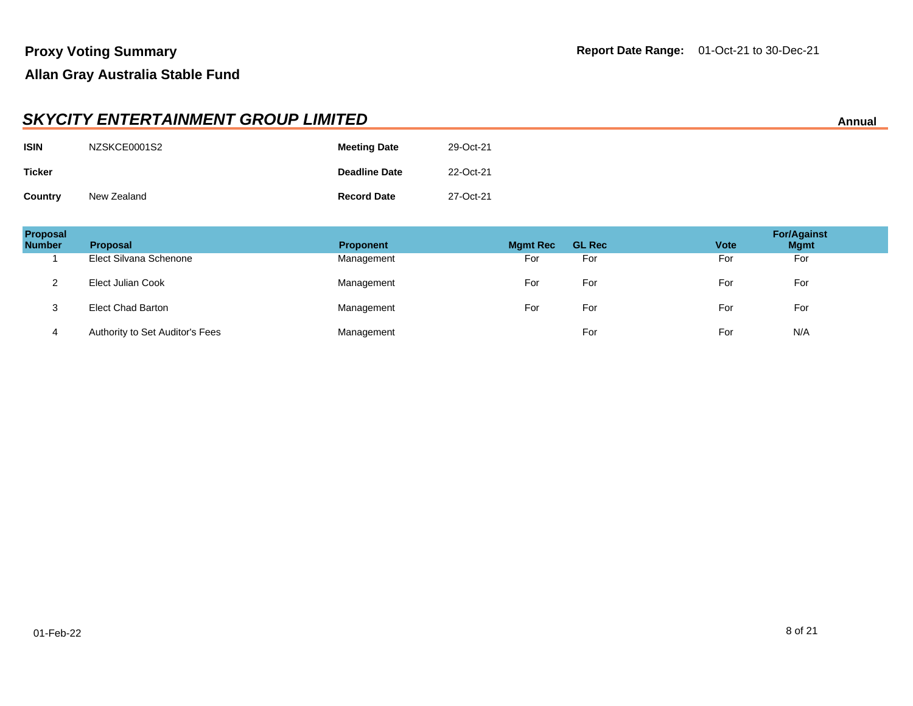**Proxy Voting Summary**

**Allan Gray Australia Stable Fund**

**Report Date Range:** 01-Oct-21 to 30-Dec-21

## *SKYCITY ENTERTAINMENT GROUP LIMITED*

**Annual**

| | | | |
|---|---|---|---|
| **ISIN** | NZSKCE0001S2 | **Meeting Date** | 29-Oct-21 |
| **Ticker** | | **Deadline Date** | 22-Oct-21 |
| **Country** | New Zealand | **Record Date** | 27-Oct-21 |

| Proposal Number | Proposal | Proponent | Mgmt Rec | GL Rec | Vote | For/Against Mgmt |
|---|---|---|---|---|---|---|
| 1 | Elect Silvana Schenone | Management | For | For | For | For |
| 2 | Elect Julian Cook | Management | For | For | For | For |
| 3 | Elect Chad Barton | Management | For | For | For | For |
| 4 | Authority to Set Auditor's Fees | Management | | For | For | N/A |

01-Feb-22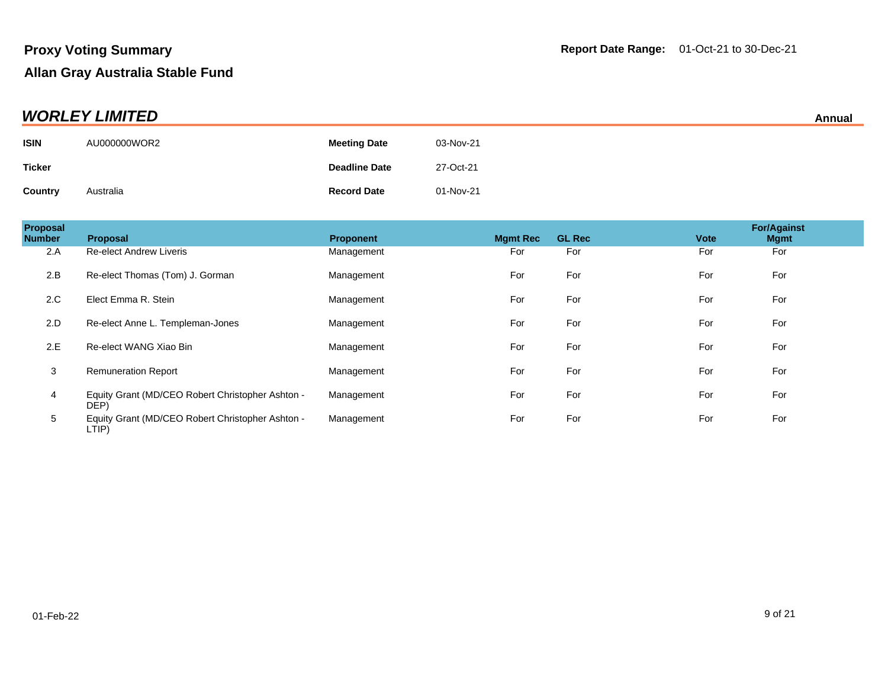**Proxy Voting Summary** **Report Date Range:** 01-Oct-21 to 30-Dec-21

**Allan Gray Australia Stable Fund**

## *WORLEY LIMITED*

**Annual**

| | | | |
|---|---|---|---|
| **ISIN** | AU000000WOR2 | **Meeting Date** | 03-Nov-21 |
| **Ticker** | | **Deadline Date** | 27-Oct-21 |
| **Country** | Australia | **Record Date** | 01-Nov-21 |

| Proposal Number | Proposal | Proponent | Mgmt Rec | GL Rec | Vote | For/Against Mgmt |
|---|---|---|---|---|---|---|
| 2.A | Re-elect Andrew Liveris | Management | For | For | For | For |
| 2.B | Re-elect Thomas (Tom) J. Gorman | Management | For | For | For | For |
| 2.C | Elect Emma R. Stein | Management | For | For | For | For |
| 2.D | Re-elect Anne L. Templeman-Jones | Management | For | For | For | For |
| 2.E | Re-elect WANG Xiao Bin | Management | For | For | For | For |
| 3 | Remuneration Report | Management | For | For | For | For |
| 4 | Equity Grant (MD/CEO Robert Christopher Ashton - DEP) | Management | For | For | For | For |
| 5 | Equity Grant (MD/CEO Robert Christopher Ashton - LTIP) | Management | For | For | For | For |

01-Feb-22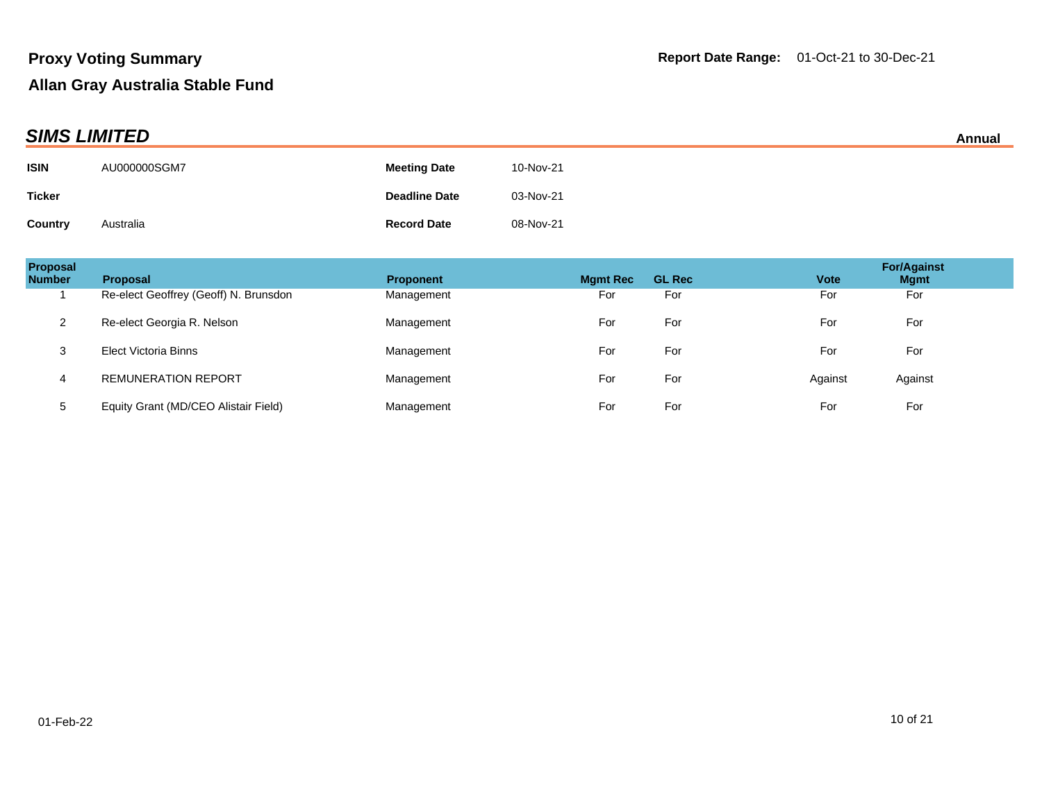# Proxy Voting Summary

## Allan Gray Australia Stable Fund

**Report Date Range:** 01-Oct-21 to 30-Dec-21

## *SIMS LIMITED*

**Annual**

| | | | |
|---|---|---|---|
| **ISIN** | AU000000SGM7 | **Meeting Date** | 10-Nov-21 |
| **Ticker** | | **Deadline Date** | 03-Nov-21 |
| **Country** | Australia | **Record Date** | 08-Nov-21 |

| Proposal Number | Proposal | Proponent | Mgmt Rec | GL Rec | Vote | For/Against Mgmt |
|---|---|---|---|---|---|---|
| 1 | Re-elect Geoffrey (Geoff) N. Brunsdon | Management | For | For | For | For |
| 2 | Re-elect Georgia R. Nelson | Management | For | For | For | For |
| 3 | Elect Victoria Binns | Management | For | For | For | For |
| 4 | REMUNERATION REPORT | Management | For | For | Against | Against |
| 5 | Equity Grant (MD/CEO Alistair Field) | Management | For | For | For | For |

01-Feb-22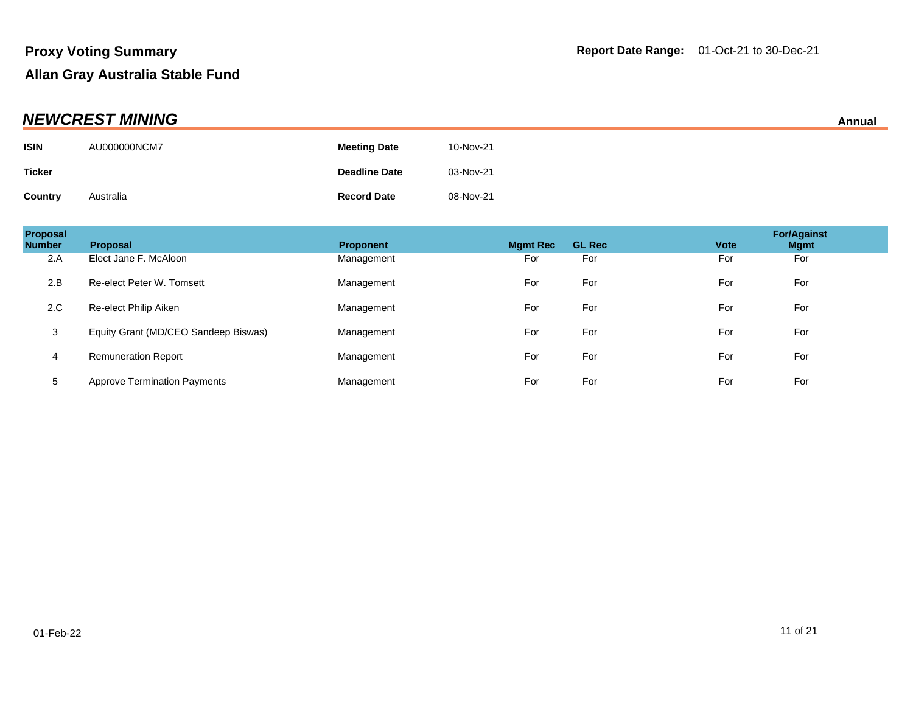**Proxy Voting Summary**

**Allan Gray Australia Stable Fund**

**Report Date Range:** 01-Oct-21 to 30-Dec-21

## *NEWCREST MINING*

**Annual**

| | | | |
|---|---|---|---|
| **ISIN** | AU000000NCM7 | **Meeting Date** | 10-Nov-21 |
| **Ticker** | | **Deadline Date** | 03-Nov-21 |
| **Country** | Australia | **Record Date** | 08-Nov-21 |

| Proposal Number | Proposal | Proponent | Mgmt Rec | GL Rec | Vote | For/Against Mgmt |
|---|---|---|---|---|---|---|
| 2.A | Elect Jane F. McAloon | Management | For | For | For | For |
| 2.B | Re-elect Peter W. Tomsett | Management | For | For | For | For |
| 2.C | Re-elect Philip Aiken | Management | For | For | For | For |
| 3 | Equity Grant (MD/CEO Sandeep Biswas) | Management | For | For | For | For |
| 4 | Remuneration Report | Management | For | For | For | For |
| 5 | Approve Termination Payments | Management | For | For | For | For |

01-Feb-22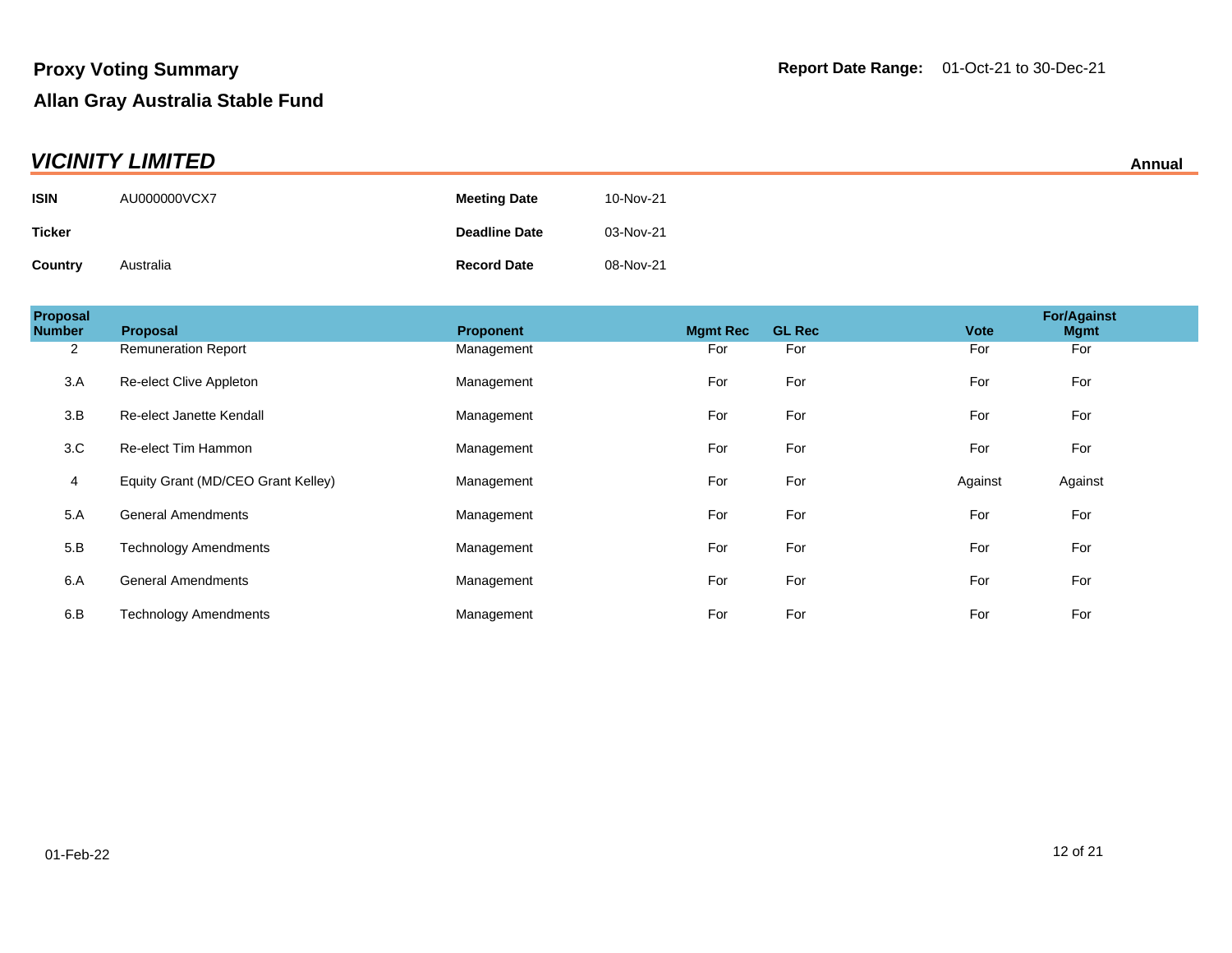# Proxy Voting Summary

**Report Date Range:** 01-Oct-21 to 30-Dec-21

## Allan Gray Australia Stable Fund

## *VICINITY LIMITED*

**Annual**

| | | | |
|---|---|---|---|
| **ISIN** | AU000000VCX7 | **Meeting Date** | 10-Nov-21 |
| **Ticker** | | **Deadline Date** | 03-Nov-21 |
| **Country** | Australia | **Record Date** | 08-Nov-21 |

| Proposal Number | Proposal | Proponent | Mgmt Rec | GL Rec | Vote | For/Against Mgmt |
|---|---|---|---|---|---|---|
| 2 | Remuneration Report | Management | For | For | For | For |
| 3.A | Re-elect Clive Appleton | Management | For | For | For | For |
| 3.B | Re-elect Janette Kendall | Management | For | For | For | For |
| 3.C | Re-elect Tim Hammon | Management | For | For | For | For |
| 4 | Equity Grant (MD/CEO Grant Kelley) | Management | For | For | Against | Against |
| 5.A | General Amendments | Management | For | For | For | For |
| 5.B | Technology Amendments | Management | For | For | For | For |
| 6.A | General Amendments | Management | For | For | For | For |
| 6.B | Technology Amendments | Management | For | For | For | For |

01-Feb-22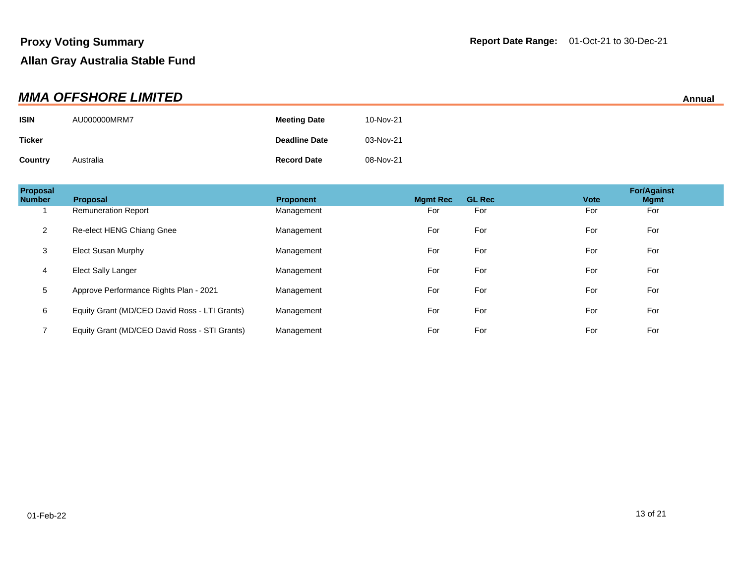**Proxy Voting Summary**

**Allan Gray Australia Stable Fund**

**Report Date Range:** 01-Oct-21 to 30-Dec-21

## *MMA OFFSHORE LIMITED*

**Annual**

| | | | |
|---|---|---|---|
| **ISIN** | AU000000MRM7 | **Meeting Date** | 10-Nov-21 |
| **Ticker** | | **Deadline Date** | 03-Nov-21 |
| **Country** | Australia | **Record Date** | 08-Nov-21 |

| Proposal Number | Proposal | Proponent | Mgmt Rec | GL Rec | Vote | For/Against Mgmt |
|---|---|---|---|---|---|---|
| 1 | Remuneration Report | Management | For | For | For | For |
| 2 | Re-elect HENG Chiang Gnee | Management | For | For | For | For |
| 3 | Elect Susan Murphy | Management | For | For | For | For |
| 4 | Elect Sally Langer | Management | For | For | For | For |
| 5 | Approve Performance Rights Plan - 2021 | Management | For | For | For | For |
| 6 | Equity Grant (MD/CEO David Ross - LTI Grants) | Management | For | For | For | For |
| 7 | Equity Grant (MD/CEO David Ross - STI Grants) | Management | For | For | For | For |

01-Feb-22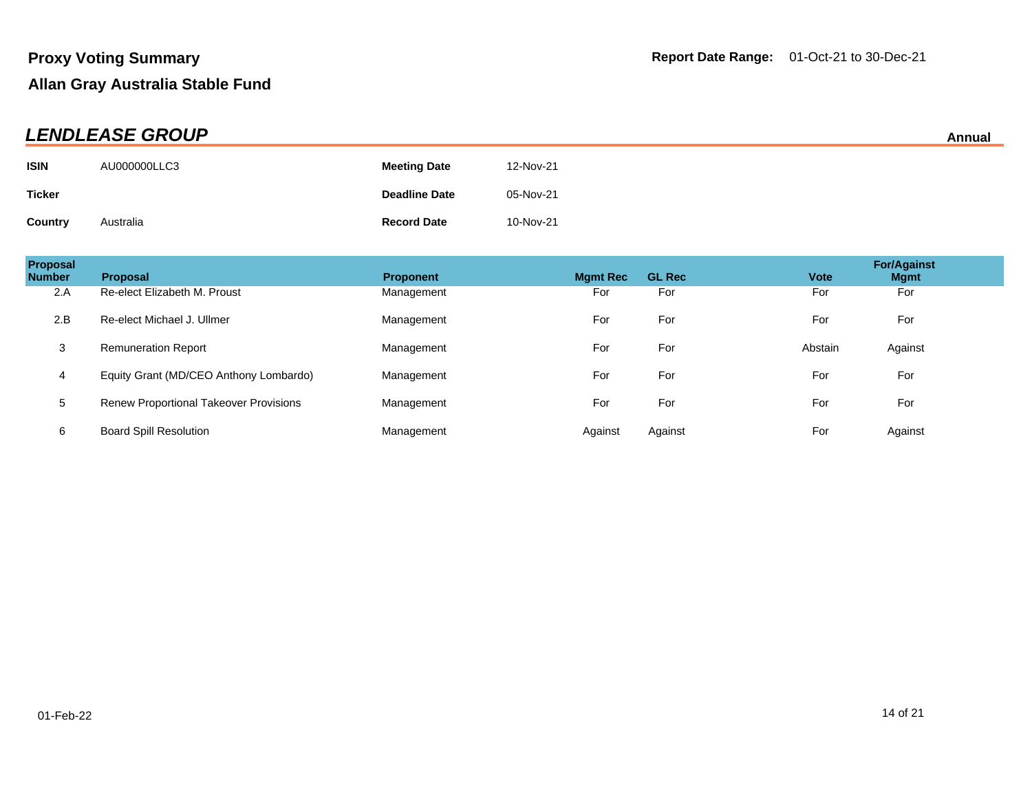**Proxy Voting Summary**

**Allan Gray Australia Stable Fund**

**Report Date Range:** 01-Oct-21 to 30-Dec-21

## *LENDLEASE GROUP*

**Annual**

| | | | |
|---|---|---|---|
| **ISIN** | AU000000LLC3 | **Meeting Date** | 12-Nov-21 |
| **Ticker** | | **Deadline Date** | 05-Nov-21 |
| **Country** | Australia | **Record Date** | 10-Nov-21 |

| Proposal Number | Proposal | Proponent | Mgmt Rec | GL Rec | Vote | For/Against Mgmt |
|---|---|---|---|---|---|---|
| 2.A | Re-elect Elizabeth M. Proust | Management | For | For | For | For |
| 2.B | Re-elect Michael J. Ullmer | Management | For | For | For | For |
| 3 | Remuneration Report | Management | For | For | Abstain | Against |
| 4 | Equity Grant (MD/CEO Anthony Lombardo) | Management | For | For | For | For |
| 5 | Renew Proportional Takeover Provisions | Management | For | For | For | For |
| 6 | Board Spill Resolution | Management | Against | Against | For | Against |

01-Feb-22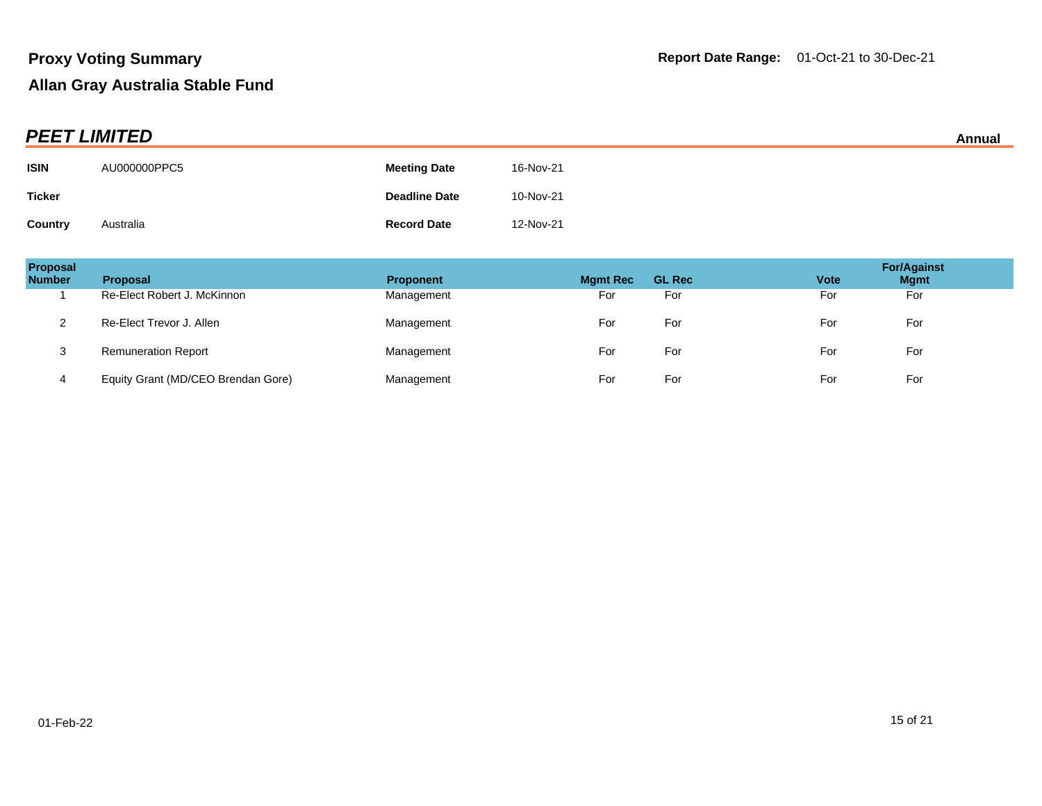**Proxy Voting Summary**

**Report Date Range:** 01-Oct-21 to 30-Dec-21

**Allan Gray Australia Stable Fund**

## *PEET LIMITED*

**Annual**

| | | | |
|---|---|---|---|
| **ISIN** | AU000000PPC5 | **Meeting Date** | 16-Nov-21 |
| **Ticker** | | **Deadline Date** | 10-Nov-21 |
| **Country** | Australia | **Record Date** | 12-Nov-21 |

| Proposal Number | Proposal | Proponent | Mgmt Rec | GL Rec | Vote | For/Against Mgmt |
|---|---|---|---|---|---|---|
| 1 | Re-Elect Robert J. McKinnon | Management | For | For | For | For |
| 2 | Re-Elect Trevor J. Allen | Management | For | For | For | For |
| 3 | Remuneration Report | Management | For | For | For | For |
| 4 | Equity Grant (MD/CEO Brendan Gore) | Management | For | For | For | For |

01-Feb-22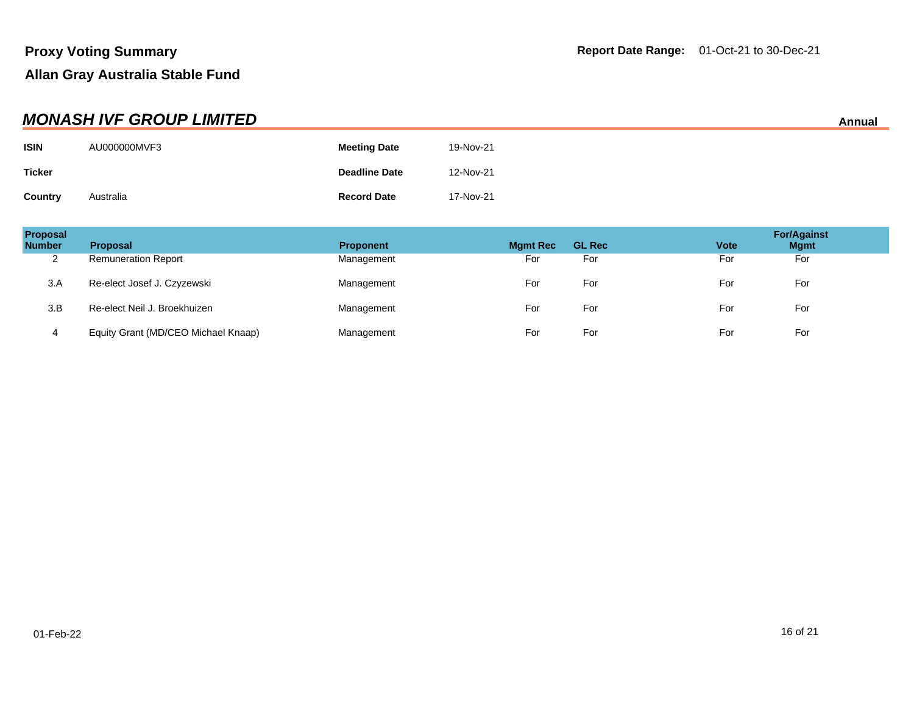**Proxy Voting Summary**

**Allan Gray Australia Stable Fund**

**Report Date Range:** 01-Oct-21 to 30-Dec-21

## ***MONASH IVF GROUP LIMITED***

**Annual**

| | | | |
|---|---|---|---|
| **ISIN** | AU000000MVF3 | **Meeting Date** | 19-Nov-21 |
| **Ticker** | | **Deadline Date** | 12-Nov-21 |
| **Country** | Australia | **Record Date** | 17-Nov-21 |

| Proposal Number | Proposal | Proponent | Mgmt Rec | GL Rec | Vote | For/Against Mgmt |
|---|---|---|---|---|---|---|
| 2 | Remuneration Report | Management | For | For | For | For |
| 3.A | Re-elect Josef J. Czyzewski | Management | For | For | For | For |
| 3.B | Re-elect Neil J. Broekhuizen | Management | For | For | For | For |
| 4 | Equity Grant (MD/CEO Michael Knaap) | Management | For | For | For | For |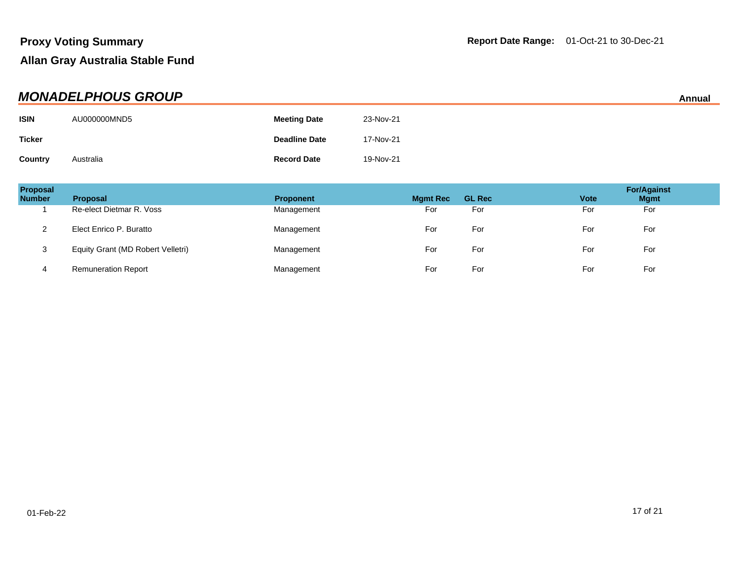# Proxy Voting Summary

**Report Date Range:** 01-Oct-21 to 30-Dec-21

## Allan Gray Australia Stable Fund

### *MONADELPHOUS GROUP*

**Annual**

| | | | |
|---|---|---|---|
| **ISIN** | AU000000MND5 | **Meeting Date** | 23-Nov-21 |
| **Ticker** | | **Deadline Date** | 17-Nov-21 |
| **Country** | Australia | **Record Date** | 19-Nov-21 |

| Proposal Number | Proposal | Proponent | Mgmt Rec | GL Rec | Vote | For/Against Mgmt |
|---|---|---|---|---|---|---|
| 1 | Re-elect Dietmar R. Voss | Management | For | For | For | For |
| 2 | Elect Enrico P. Buratto | Management | For | For | For | For |
| 3 | Equity Grant (MD Robert Velletri) | Management | For | For | For | For |
| 4 | Remuneration Report | Management | For | For | For | For |

01-Feb-22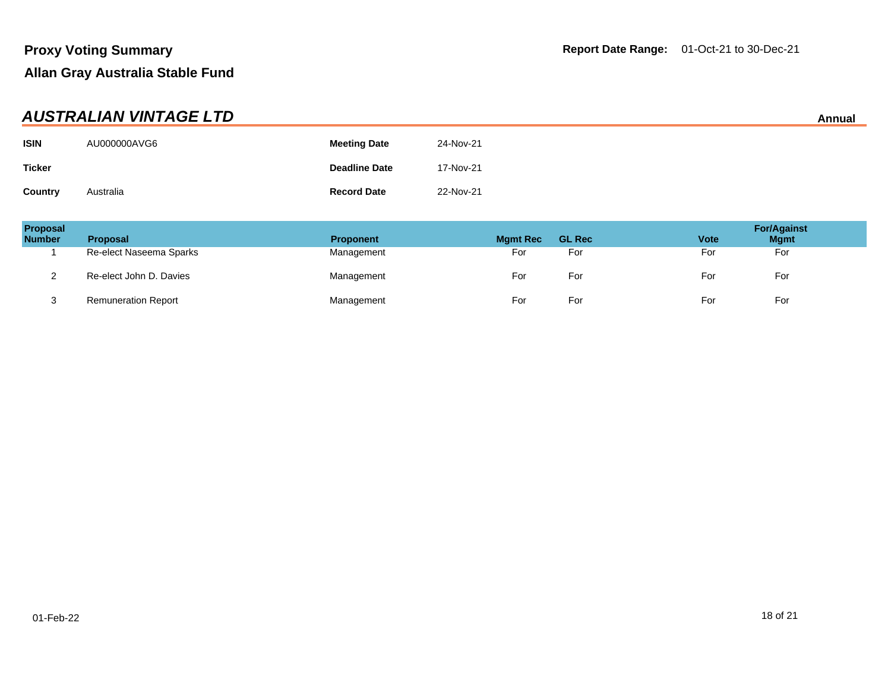**Proxy Voting Summary**

**Allan Gray Australia Stable Fund**

**Report Date Range:** 01-Oct-21 to 30-Dec-21

## *AUSTRALIAN VINTAGE LTD*

**Annual**

| | | | |
|---|---|---|---|
| **ISIN** | AU000000AVG6 | **Meeting Date** | 24-Nov-21 |
| **Ticker** | | **Deadline Date** | 17-Nov-21 |
| **Country** | Australia | **Record Date** | 22-Nov-21 |

| Proposal Number | Proposal | Proponent | Mgmt Rec | GL Rec | Vote | For/Against Mgmt |
|---|---|---|---|---|---|---|
| 1 | Re-elect Naseema Sparks | Management | For | For | For | For |
| 2 | Re-elect John D. Davies | Management | For | For | For | For |
| 3 | Remuneration Report | Management | For | For | For | For |

01-Feb-22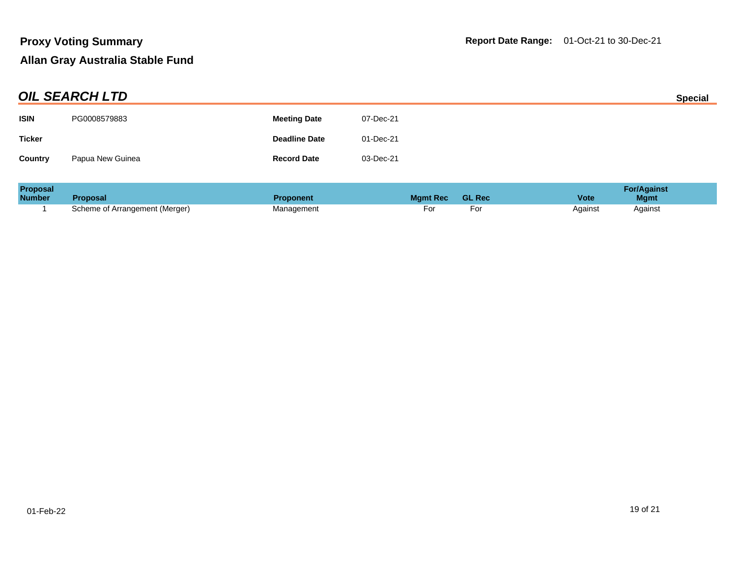## Proxy Voting Summary

## Allan Gray Australia Stable Fund

**Report Date Range:** 01-Oct-21 to 30-Dec-21

### ***OIL SEARCH LTD***

**Special**

| | | | |
|---|---|---|---|
| **ISIN** | PG0008579883 | **Meeting Date** | 07-Dec-21 |
| **Ticker** | | **Deadline Date** | 01-Dec-21 |
| **Country** | Papua New Guinea | **Record Date** | 03-Dec-21 |

| Proposal Number | Proposal | Proponent | Mgmt Rec | GL Rec | Vote | For/Against Mgmt |
|---|---|---|---|---|---|---|
| 1 | Scheme of Arrangement (Merger) | Management | For | For | Against | Against |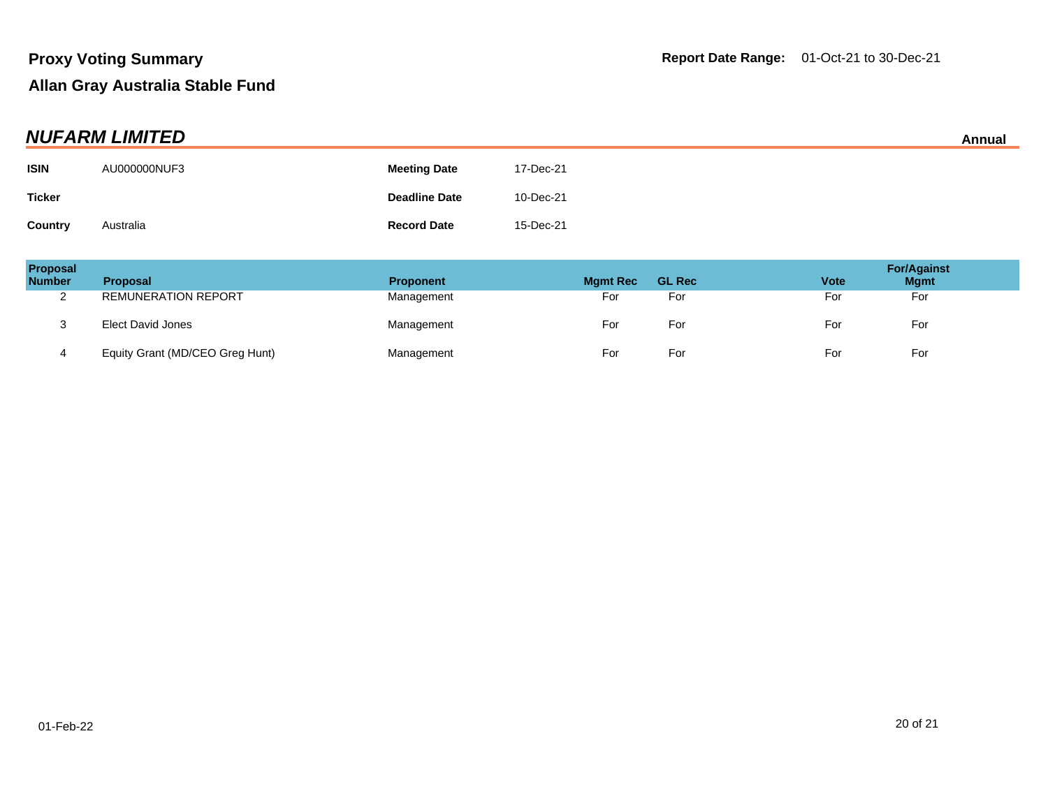**Proxy Voting Summary**

**Allan Gray Australia Stable Fund**

**Report Date Range:** 01-Oct-21 to 30-Dec-21

## *NUFARM LIMITED*

**Annual**

| | | | |
|---|---|---|---|
| **ISIN** | AU000000NUF3 | **Meeting Date** | 17-Dec-21 |
| **Ticker** | | **Deadline Date** | 10-Dec-21 |
| **Country** | Australia | **Record Date** | 15-Dec-21 |

| Proposal Number | Proposal | Proponent | Mgmt Rec | GL Rec | Vote | For/Against Mgmt |
|---|---|---|---|---|---|---|
| 2 | REMUNERATION REPORT | Management | For | For | For | For |
| 3 | Elect David Jones | Management | For | For | For | For |
| 4 | Equity Grant (MD/CEO Greg Hunt) | Management | For | For | For | For |

01-Feb-22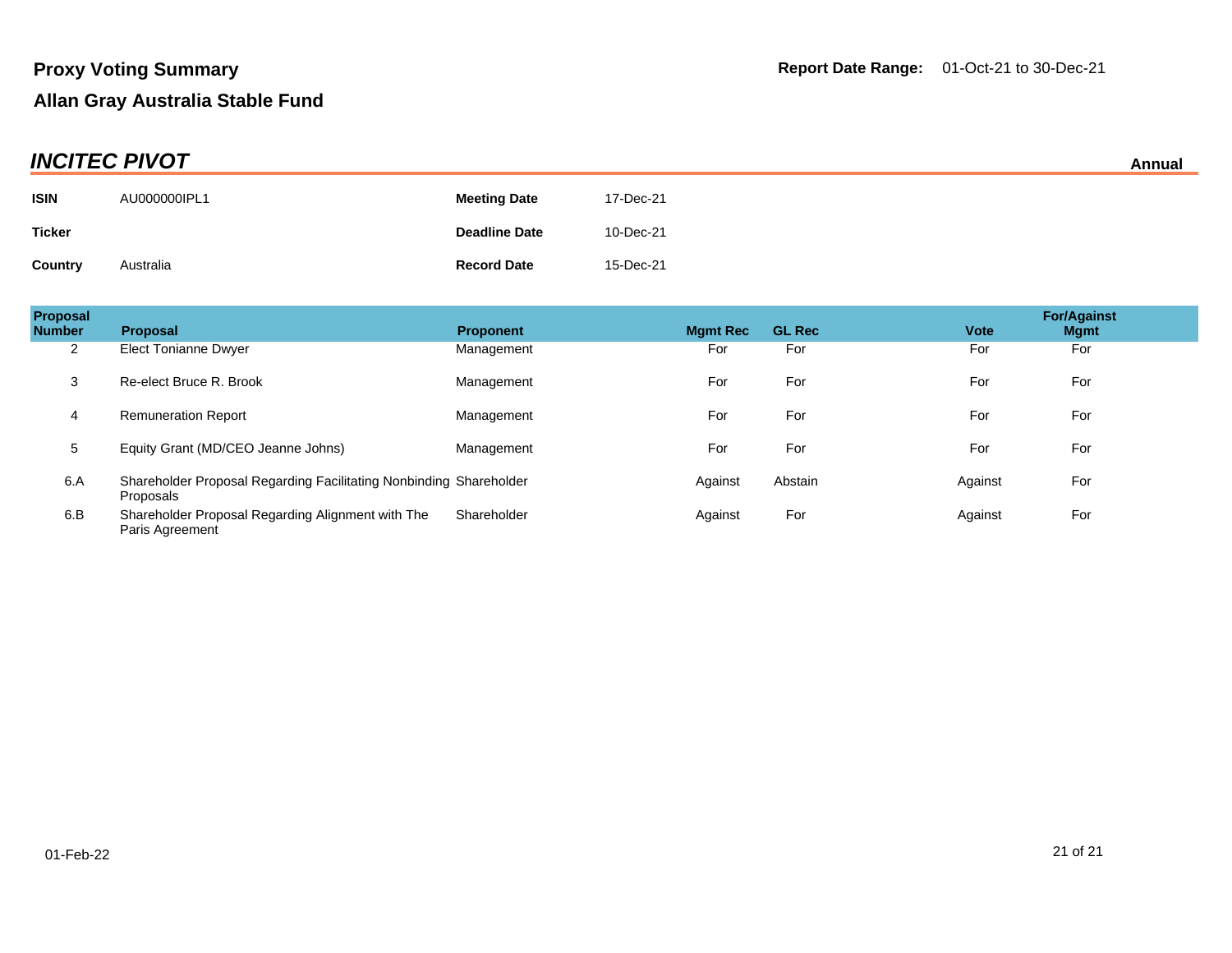## Proxy Voting Summary

**Report Date Range:** 01-Oct-21 to 30-Dec-21

## Allan Gray Australia Stable Fund

### *INCITEC PIVOT*

**Annual**

| | | | |
|---|---|---|---|
| **ISIN** | AU000000IPL1 | **Meeting Date** | 17-Dec-21 |
| **Ticker** | | **Deadline Date** | 10-Dec-21 |
| **Country** | Australia | **Record Date** | 15-Dec-21 |

| Proposal Number | Proposal | Proponent | Mgmt Rec | GL Rec | Vote | For/Against Mgmt |
|---|---|---|---|---|---|---|
| 2 | Elect Tonianne Dwyer | Management | For | For | For | For |
| 3 | Re-elect Bruce R. Brook | Management | For | For | For | For |
| 4 | Remuneration Report | Management | For | For | For | For |
| 5 | Equity Grant (MD/CEO Jeanne Johns) | Management | For | For | For | For |
| 6.A | Shareholder Proposal Regarding Facilitating Nonbinding Proposals | Shareholder | Against | Abstain | Against | For |
| 6.B | Shareholder Proposal Regarding Alignment with The Paris Agreement | Shareholder | Against | For | Against | For |

01-Feb-22